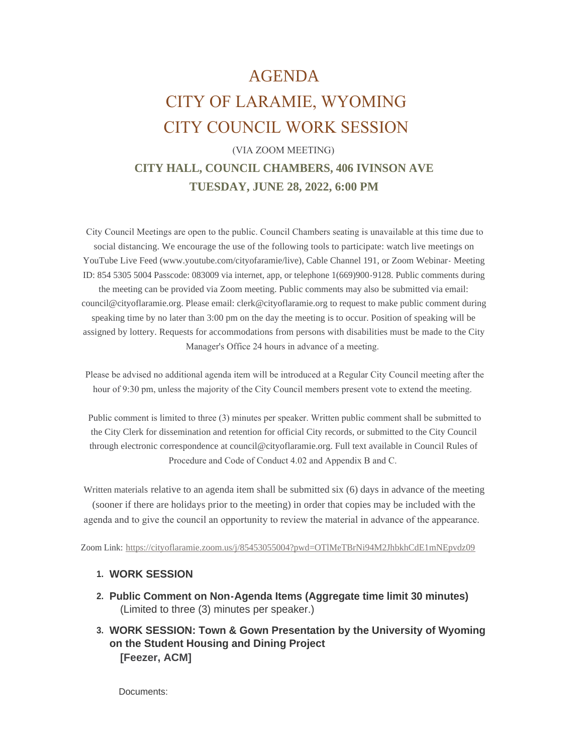# AGENDA
# CITY OF LARAMIE, WYOMING
# CITY COUNCIL WORK SESSION

(VIA ZOOM MEETING)

**CITY HALL, COUNCIL CHAMBERS, 406 IVINSON AVE**

**TUESDAY, JUNE 28, 2022, 6:00 PM**

City Council Meetings are open to the public. Council Chambers seating is unavailable at this time due to social distancing. We encourage the use of the following tools to participate: watch live meetings on YouTube Live Feed (www.youtube.com/cityofaramie/live), Cable Channel 191, or Zoom Webinar- Meeting ID: 854 5305 5004 Passcode: 083009 via internet, app, or telephone 1(669)900-9128. Public comments during the meeting can be provided via Zoom meeting. Public comments may also be submitted via email: council@cityoflaramie.org. Please email: clerk@cityoflaramie.org to request to make public comment during speaking time by no later than 3:00 pm on the day the meeting is to occur. Position of speaking will be assigned by lottery. Requests for accommodations from persons with disabilities must be made to the City Manager's Office 24 hours in advance of a meeting.

Please be advised no additional agenda item will be introduced at a Regular City Council meeting after the hour of 9:30 pm, unless the majority of the City Council members present vote to extend the meeting.

Public comment is limited to three (3) minutes per speaker. Written public comment shall be submitted to the City Clerk for dissemination and retention for official City records, or submitted to the City Council through electronic correspondence at council@cityoflaramie.org. Full text available in Council Rules of Procedure and Code of Conduct 4.02 and Appendix B and C.

Written materials relative to an agenda item shall be submitted six (6) days in advance of the meeting (sooner if there are holidays prior to the meeting) in order that copies may be included with the agenda and to give the council an opportunity to review the material in advance of the appearance.

Zoom Link: https://cityoflaramie.zoom.us/j/85453055004?pwd=OTlMeTBrNi94M2JhbkhCdE1mNEpvdz09

1. **WORK SESSION**
2. **Public Comment on Non-Agenda Items (Aggregate time limit 30 minutes)**
   (Limited to three (3) minutes per speaker.)
3. **WORK SESSION: Town & Gown Presentation by the University of Wyoming on the Student Housing and Dining Project**
   **[Feezer, ACM]**

   Documents: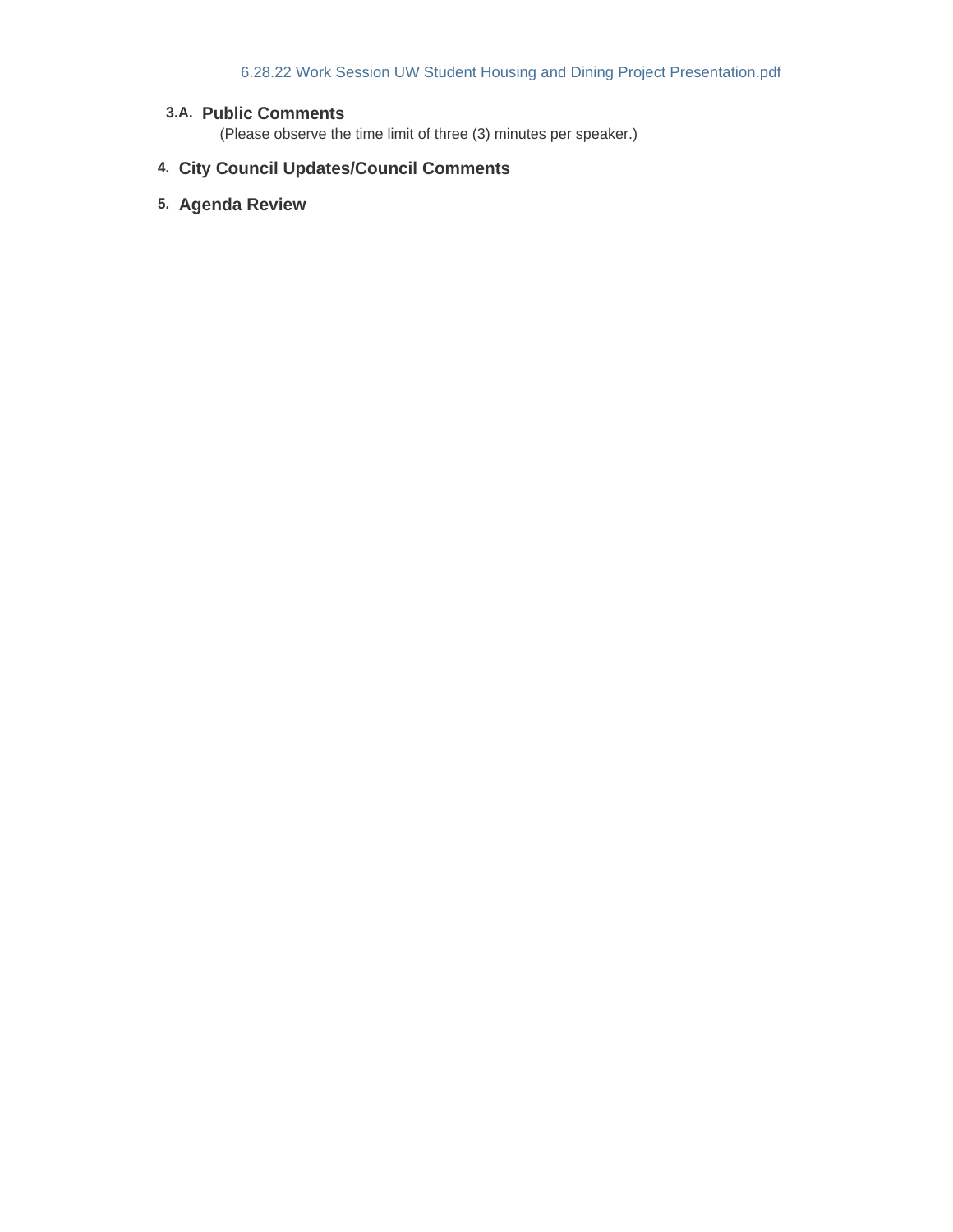6.28.22 Work Session UW Student Housing and Dining Project Presentation.pdf

## 3.A. Public Comments

(Please observe the time limit of three (3) minutes per speaker.)

## 4. City Council Updates/Council Comments

## 5. Agenda Review